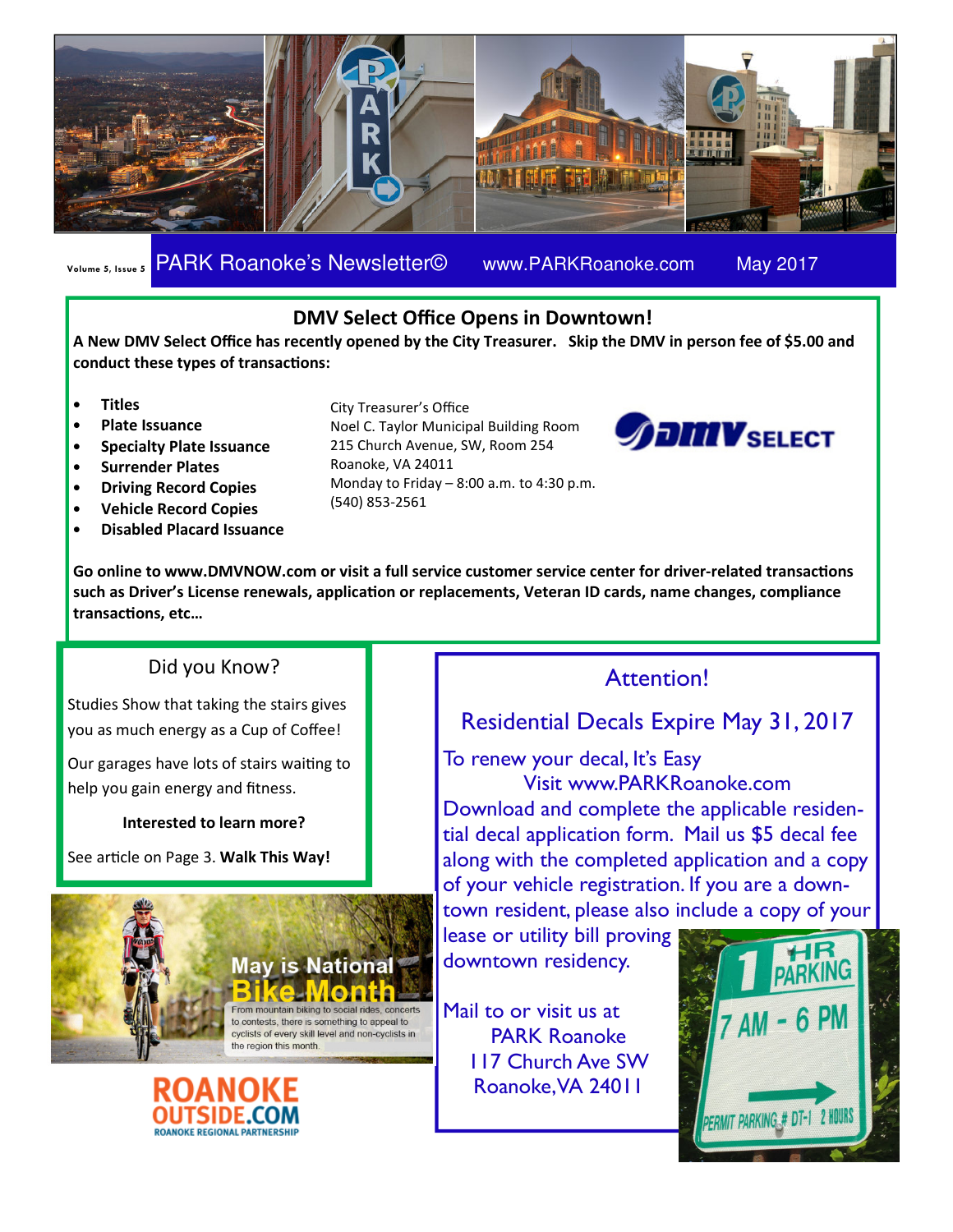PARK Roanoke's Newsletter© www.PARKRoanoke.com May 2017

## DMV Select Office Opens in Downtown!

**A New DMV Select Office has recently opened by the City Treasurer. Skip the DMV in person fee of $5.00 and conduct these types of transactions:**

- **Titles**
- **Plate Issuance**
- **Specialty Plate Issuance**
- **Surrender Plates**
- **Driving Record Copies**
- **Vehicle Record Copies**
- **Disabled Placard Issuance**

City Treasurer's Office
Noel C. Taylor Municipal Building Room
215 Church Avenue, SW, Room 254
Roanoke, VA 24011
Monday to Friday – 8:00 a.m. to 4:30 p.m.
(540) 853-2561

DMV SELECT

**Go online to www.DMVNOW.com or visit a full service customer service center for driver-related transactions such as Driver's License renewals, application or replacements, Veteran ID cards, name changes, compliance transactions, etc…**

## Did you Know?

Studies Show that taking the stairs gives you as much energy as a Cup of Coffee!

Our garages have lots of stairs waiting to help you gain energy and fitness.

**Interested to learn more?**

See article on Page 3. **Walk This Way!**

## May is National Bike Month

From mountain biking to social rides, concerts to contests, there is something to appeal to cyclists of every skill level and non-cyclists in the region this month.

ROANOKE OUTSIDE.COM
ROANOKE REGIONAL PARTNERSHIP

## Attention!

### Residential Decals Expire May 31, 2017

To renew your decal, It's Easy
Visit www.PARKRoanoke.com
Download and complete the applicable residential decal application form. Mail us $5 decal fee along with the completed application and a copy of your vehicle registration. If you are a downtown resident, please also include a copy of your lease or utility bill proving downtown residency.

Mail to or visit us at
PARK Roanoke
117 Church Ave SW
Roanoke, VA 24011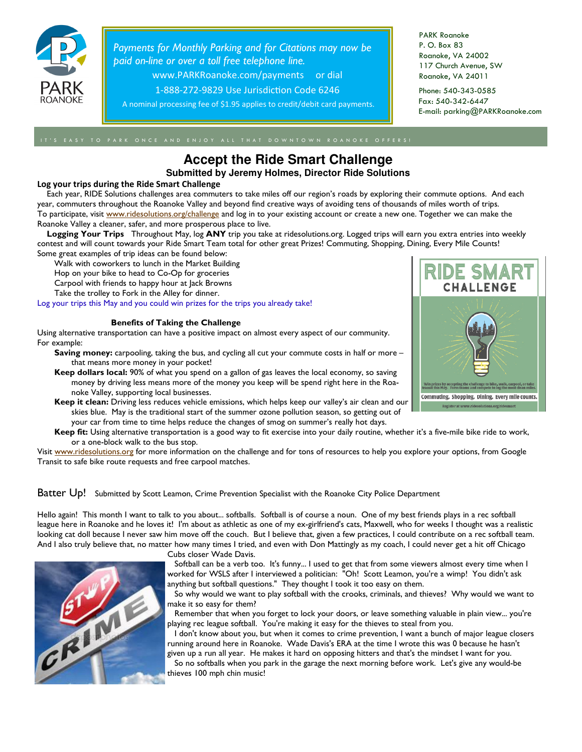Payments for Monthly Parking and for Citations may now be paid on-line or over a toll free telephone line.

www.PARKRoanoke.com/payments or dial

1-888-272-9829 Use Jurisdiction Code 6246

A nominal processing fee of $1.95 applies to credit/debit card payments.

PARK Roanoke
P. O. Box 83
Roanoke, VA 24002
117 Church Avenue, SW
Roanoke, VA 24011

Phone: 540-343-0585
Fax: 540-342-6447
E-mail: parking@PARKRoanoke.com

IT'S EASY TO PARK ONCE AND ENJOY ALL THAT DOWNTOWN ROANOKE OFFERS!

# Accept the Ride Smart Challenge

### Submitted by Jeremy Holmes, Director Ride Solutions

**Log your trips during the Ride Smart Challenge**

Each year, RIDE Solutions challenges area commuters to take miles off our region's roads by exploring their commute options. And each year, commuters throughout the Roanoke Valley and beyond find creative ways of avoiding tens of thousands of miles worth of trips. To participate, visit www.ridesolutions.org/challenge and log in to your existing account or create a new one. Together we can make the Roanoke Valley a cleaner, safer, and more prosperous place to live.

**Logging Your Trips** Throughout May, log **ANY** trip you take at ridesolutions.org. Logged trips will earn you extra entries into weekly contest and will count towards your Ride Smart Team total for other great Prizes! Commuting, Shopping, Dining, Every Mile Counts! Some great examples of trip ideas can be found below:

- Walk with coworkers to lunch in the Market Building
- Hop on your bike to head to Co-Op for groceries
- Carpool with friends to happy hour at Jack Browns
- Take the trolley to Fork in the Alley for dinner.

Log your trips this May and you could win prizes for the trips you already take!

RIDE SMART CHALLENGE

Win prizes by accepting the challenge to bike, walk, carpool, or take transit this May. Form teams and compete to log the most clean miles.

Commuting, Shopping, Dining, Every mile counts.

Register at www.ridesolutions.org/ridesmart

**Benefits of Taking the Challenge**

Using alternative transportation can have a positive impact on almost every aspect of our community. For example:

- **Saving money:** carpooling, taking the bus, and cycling all cut your commute costs in half or more – that means more money in your pocket!
- **Keep dollars local:** 90% of what you spend on a gallon of gas leaves the local economy, so saving money by driving less means more of the money you keep will be spend right here in the Roanoke Valley, supporting local businesses.
- **Keep it clean:** Driving less reduces vehicle emissions, which helps keep our valley's air clean and our skies blue. May is the traditional start of the summer ozone pollution season, so getting out of your car from time to time helps reduce the changes of smog on summer's really hot days.
- **Keep fit:** Using alternative transportation is a good way to fit exercise into your daily routine, whether it's a five-mile bike ride to work, or a one-block walk to the bus stop.

Visit www.ridesolutions.org for more information on the challenge and for tons of resources to help you explore your options, from Google Transit to safe bike route requests and free carpool matches.

## Batter Up!

Submitted by Scott Leamon, Crime Prevention Specialist with the Roanoke City Police Department

Hello again! This month I want to talk to you about... softballs. Softball is of course a noun. One of my best friends plays in a rec softball league here in Roanoke and he loves it! I'm about as athletic as one of my ex-girlfriend's cats, Maxwell, who for weeks I thought was a realistic looking cat doll because I never saw him move off the couch. But I believe that, given a few practices, I could contribute on a rec softball team. And I also truly believe that, no matter how many times I tried, and even with Don Mattingly as my coach, I could never get a hit off Chicago Cubs closer Wade Davis.

Softball can be a verb too. It's funny... I used to get that from some viewers almost every time when I worked for WSLS after I interviewed a politician: "Oh! Scott Leamon, you're a wimp! You didn't ask anything but softball questions." They thought I took it too easy on them.

So why would we want to play softball with the crooks, criminals, and thieves? Why would we want to make it so easy for them?

Remember that when you forget to lock your doors, or leave something valuable in plain view... you're playing rec league softball. You're making it easy for the thieves to steal from you.

I don't know about you, but when it comes to crime prevention, I want a bunch of major league closers running around here in Roanoke. Wade Davis's ERA at the time I wrote this was 0 because he hasn't given up a run all year. He makes it hard on opposing hitters and that's the mindset I want for you.

So no softballs when you park in the garage the next morning before work. Let's give any would-be thieves 100 mph chin music!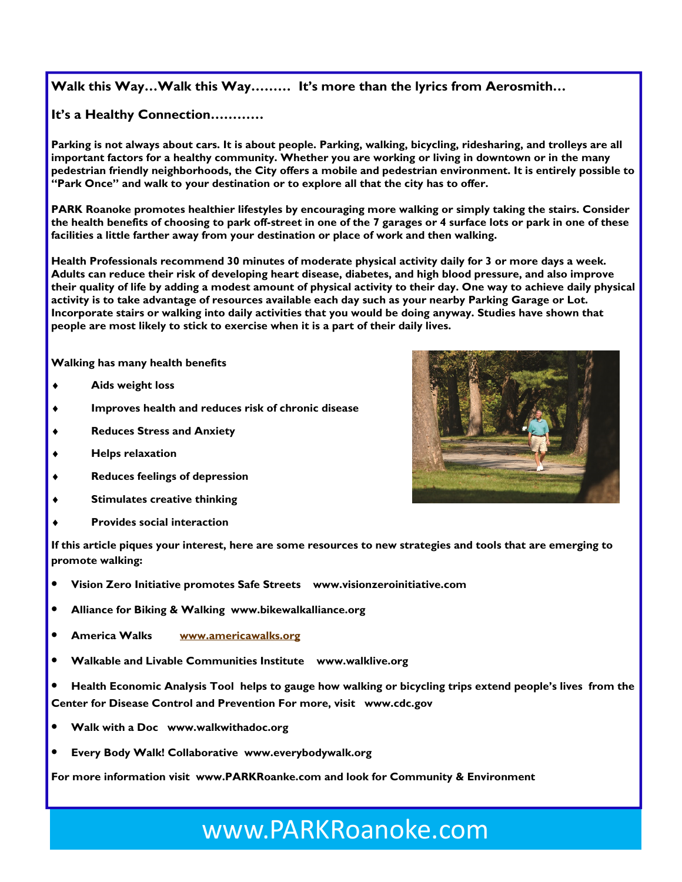**Walk this Way…Walk this Way……… It's more than the lyrics from Aerosmith…**

**It's a Healthy Connection…………**

**Parking is not always about cars. It is about people. Parking, walking, bicycling, ridesharing, and trolleys are all important factors for a healthy community. Whether you are working or living in downtown or in the many pedestrian friendly neighborhoods, the City offers a mobile and pedestrian environment. It is entirely possible to "Park Once" and walk to your destination or to explore all that the city has to offer.**

**PARK Roanoke promotes healthier lifestyles by encouraging more walking or simply taking the stairs. Consider the health benefits of choosing to park off-street in one of the 7 garages or 4 surface lots or park in one of these facilities a little farther away from your destination or place of work and then walking.**

**Health Professionals recommend 30 minutes of moderate physical activity daily for 3 or more days a week. Adults can reduce their risk of developing heart disease, diabetes, and high blood pressure, and also improve their quality of life by adding a modest amount of physical activity to their day. One way to achieve daily physical activity is to take advantage of resources available each day such as your nearby Parking Garage or Lot. Incorporate stairs or walking into daily activities that you would be doing anyway. Studies have shown that people are most likely to stick to exercise when it is a part of their daily lives.**

**Walking has many health benefits**

- **Aids weight loss**
- **Improves health and reduces risk of chronic disease**
- **Reduces Stress and Anxiety**
- **Helps relaxation**
- **Reduces feelings of depression**
- **Stimulates creative thinking**
- **Provides social interaction**

**If this article piques your interest, here are some resources to new strategies and tools that are emerging to promote walking:**

- **Vision Zero Initiative promotes Safe Streets www.visionzeroinitiative.com**
- **Alliance for Biking & Walking www.bikewalkalliance.org**
- **America Walks www.americawalks.org**
- **Walkable and Livable Communities Institute www.walklive.org**
- **Health Economic Analysis Tool helps to gauge how walking or bicycling trips extend people's lives from the Center for Disease Control and Prevention For more, visit www.cdc.gov**
- **Walk with a Doc www.walkwithadoc.org**
- **Every Body Walk! Collaborative www.everybodywalk.org**

**For more information visit www.PARKRoanke.com and look for Community & Environment**

www.PARKRoanoke.com